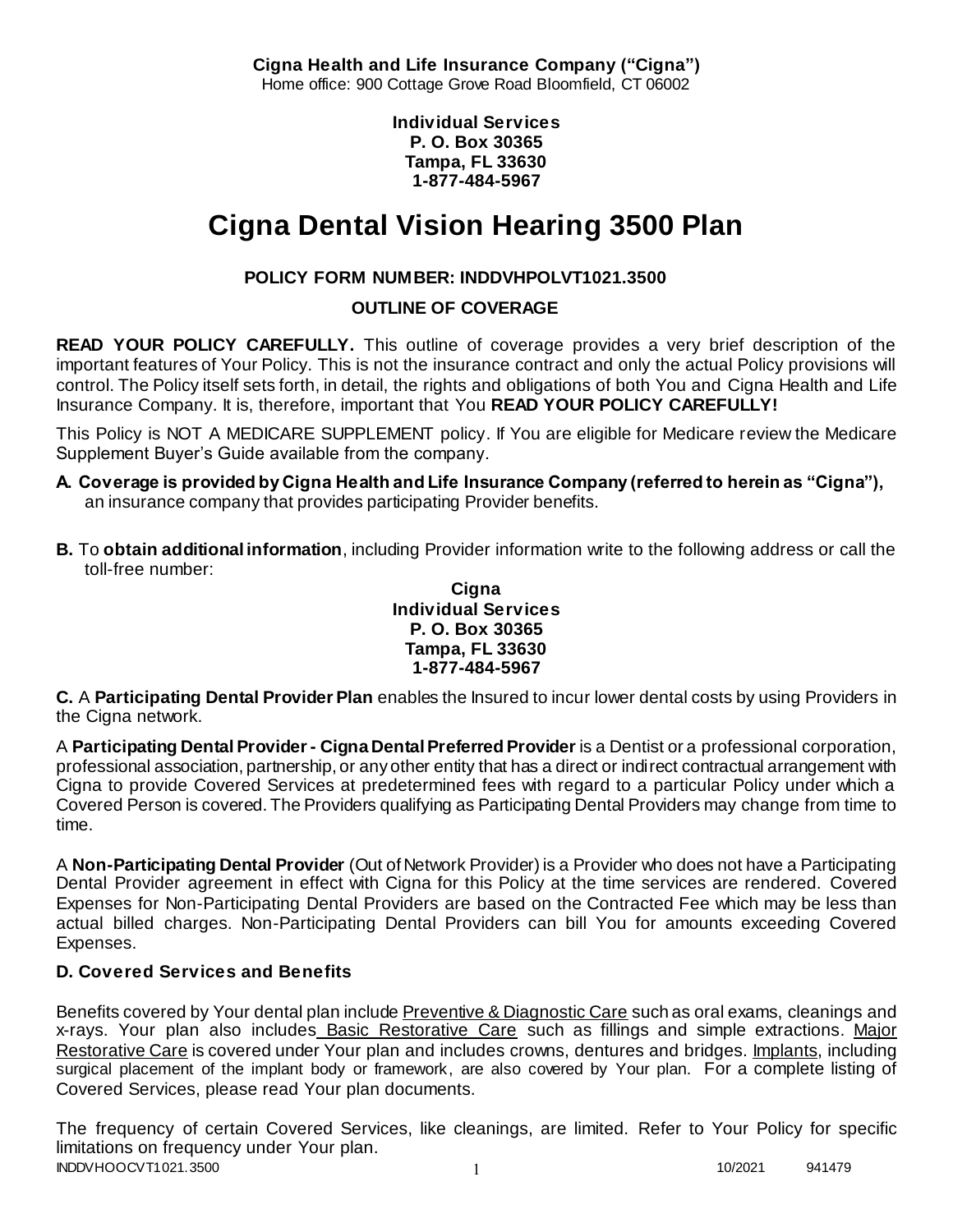**Cigna Health and Life Insurance Company ("Cigna")**
Home office: 900 Cottage Grove Road Bloomfield, CT 06002

**Individual Services**
**P. O. Box 30365**
**Tampa, FL 33630**
**1-877-484-5967**

# Cigna Dental Vision Hearing 3500 Plan

**POLICY FORM NUMBER: INDDVHPOLVT1021.3500**

**OUTLINE OF COVERAGE**

**READ YOUR POLICY CAREFULLY.** This outline of coverage provides a very brief description of the important features of Your Policy. This is not the insurance contract and only the actual Policy provisions will control. The Policy itself sets forth, in detail, the rights and obligations of both You and Cigna Health and Life Insurance Company. It is, therefore, important that You **READ YOUR POLICY CAREFULLY!**

This Policy is NOT A MEDICARE SUPPLEMENT policy. If You are eligible for Medicare review the Medicare Supplement Buyer's Guide available from the company.

**A. Coverage is provided by Cigna Health and Life Insurance Company (referred to herein as "Cigna"),** an insurance company that provides participating Provider benefits.

**B.** To **obtain additional information**, including Provider information write to the following address or call the toll-free number:

**Cigna**
**Individual Services**
**P. O. Box 30365**
**Tampa, FL 33630**
**1-877-484-5967**

**C.** A **Participating Dental Provider Plan** enables the Insured to incur lower dental costs by using Providers in the Cigna network.

A **Participating Dental Provider - Cigna Dental Preferred Provider** is a Dentist or a professional corporation, professional association, partnership, or any other entity that has a direct or indirect contractual arrangement with Cigna to provide Covered Services at predetermined fees with regard to a particular Policy under which a Covered Person is covered. The Providers qualifying as Participating Dental Providers may change from time to time.

A **Non-Participating Dental Provider** (Out of Network Provider) is a Provider who does not have a Participating Dental Provider agreement in effect with Cigna for this Policy at the time services are rendered. Covered Expenses for Non-Participating Dental Providers are based on the Contracted Fee which may be less than actual billed charges. Non-Participating Dental Providers can bill You for amounts exceeding Covered Expenses.

### D. Covered Services and Benefits

Benefits covered by Your dental plan include Preventive & Diagnostic Care such as oral exams, cleanings and x-rays. Your plan also includes Basic Restorative Care such as fillings and simple extractions. Major Restorative Care is covered under Your plan and includes crowns, dentures and bridges. Implants, including surgical placement of the implant body or framework, are also covered by Your plan. For a complete listing of Covered Services, please read Your plan documents.

The frequency of certain Covered Services, like cleanings, are limited. Refer to Your Policy for specific limitations on frequency under Your plan.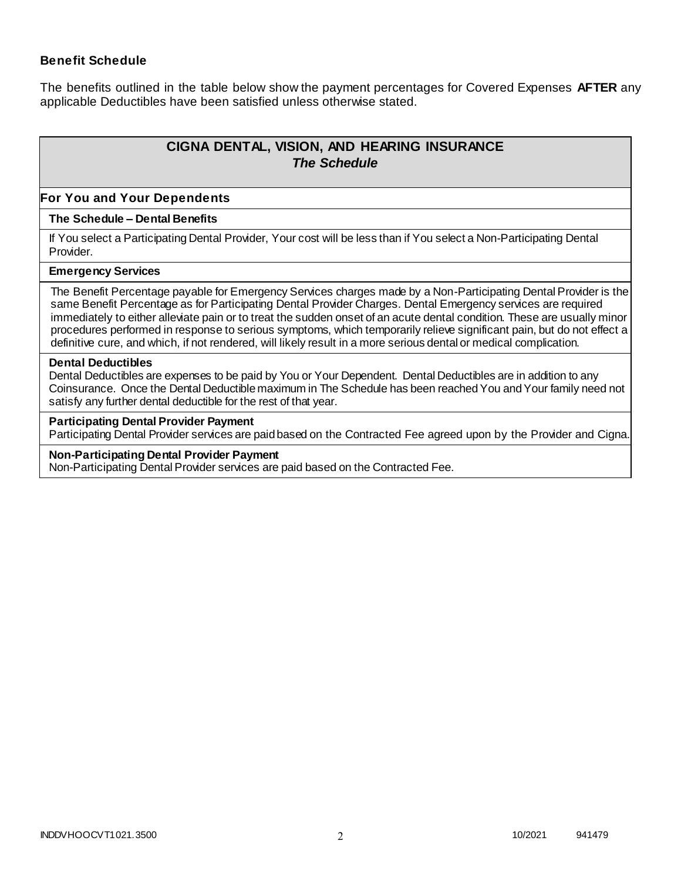### Benefit Schedule

The benefits outlined in the table below show the payment percentages for Covered Expenses **AFTER** any applicable Deductibles have been satisfied unless otherwise stated.

## CIGNA DENTAL, VISION, AND HEARING INSURANCE
### *The Schedule*

**For You and Your Dependents**

**The Schedule – Dental Benefits**

If You select a Participating Dental Provider, Your cost will be less than if You select a Non-Participating Dental Provider.

**Emergency Services**

The Benefit Percentage payable for Emergency Services charges made by a Non-Participating Dental Provider is the same Benefit Percentage as for Participating Dental Provider Charges. Dental Emergency services are required immediately to either alleviate pain or to treat the sudden onset of an acute dental condition. These are usually minor procedures performed in response to serious symptoms, which temporarily relieve significant pain, but do not effect a definitive cure, and which, if not rendered, will likely result in a more serious dental or medical complication.

**Dental Deductibles**

Dental Deductibles are expenses to be paid by You or Your Dependent. Dental Deductibles are in addition to any Coinsurance. Once the Dental Deductible maximum in The Schedule has been reached You and Your family need not satisfy any further dental deductible for the rest of that year.

**Participating Dental Provider Payment**

Participating Dental Provider services are paid based on the Contracted Fee agreed upon by the Provider and Cigna.

**Non-Participating Dental Provider Payment**

Non-Participating Dental Provider services are paid based on the Contracted Fee.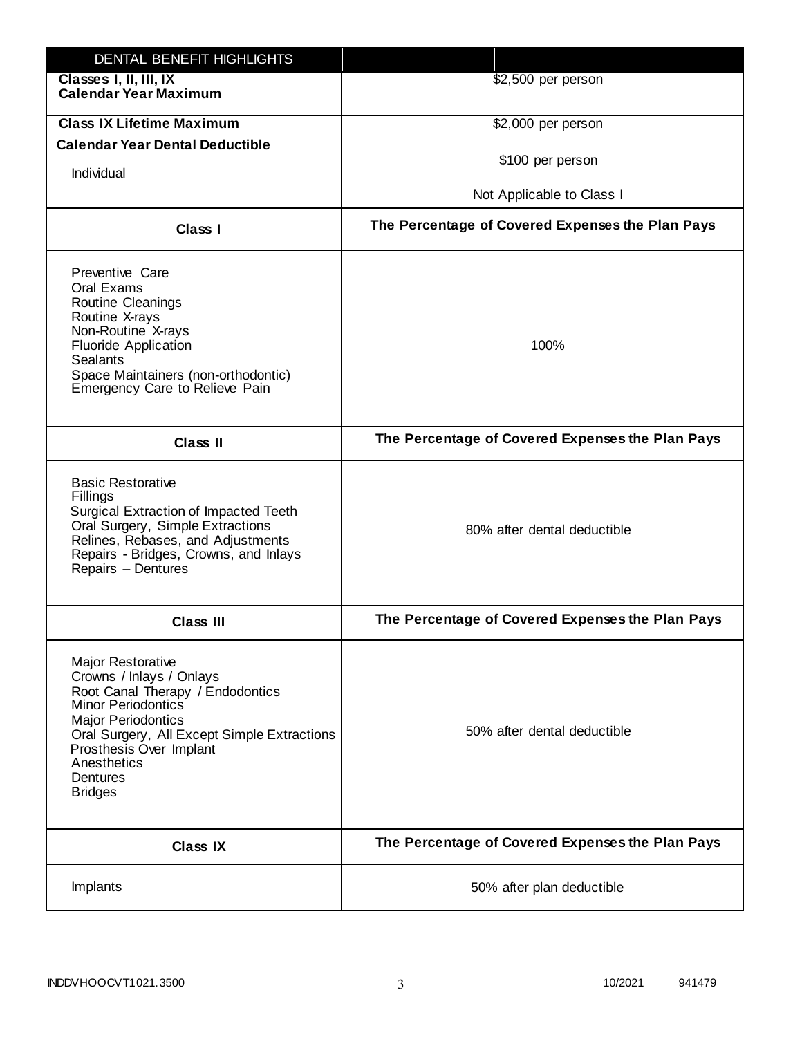| DENTAL BENEFIT HIGHLIGHTS | |
|---|---|
| **Classes I, II, III, IX Calendar Year Maximum** | $2,500 per person |
| **Class IX Lifetime Maximum** | $2,000 per person |
| **Calendar Year Dental Deductible**<br>Individual | $100 per person<br>Not Applicable to Class I |
| **Class I** | **The Percentage of Covered Expenses the Plan Pays** |
| Preventive Care<br>Oral Exams<br>Routine Cleanings<br>Routine X-rays<br>Non-Routine X-rays<br>Fluoride Application<br>Sealants<br>Space Maintainers (non-orthodontic)<br>Emergency Care to Relieve Pain | 100% |
| **Class II** | **The Percentage of Covered Expenses the Plan Pays** |
| Basic Restorative<br>Fillings<br>Surgical Extraction of Impacted Teeth<br>Oral Surgery, Simple Extractions<br>Relines, Rebases, and Adjustments<br>Repairs - Bridges, Crowns, and Inlays<br>Repairs – Dentures | 80% after dental deductible |
| **Class III** | **The Percentage of Covered Expenses the Plan Pays** |
| Major Restorative<br>Crowns / Inlays / Onlays<br>Root Canal Therapy / Endodontics<br>Minor Periodontics<br>Major Periodontics<br>Oral Surgery, All Except Simple Extractions<br>Prosthesis Over Implant<br>Anesthetics<br>Dentures<br>Bridges | 50% after dental deductible |
| **Class IX** | **The Percentage of Covered Expenses the Plan Pays** |
| Implants | 50% after plan deductible |

INDDVHOOCVT1021.3500 10/2021 941479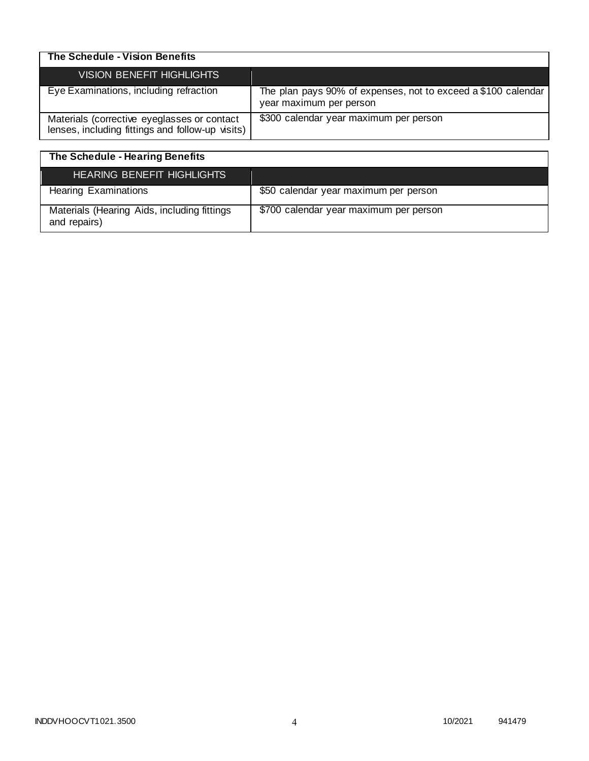## The Schedule - Vision Benefits

| VISION BENEFIT HIGHLIGHTS | |
|---|---|
| Eye Examinations, including refraction | The plan pays 90% of expenses, not to exceed a $100 calendar year maximum per person |
| Materials (corrective eyeglasses or contact lenses, including fittings and follow-up visits) | $300 calendar year maximum per person |

## The Schedule - Hearing Benefits

| HEARING BENEFIT HIGHLIGHTS | |
|---|---|
| Hearing Examinations | $50 calendar year maximum per person |
| Materials (Hearing Aids, including fittings and repairs) | $700 calendar year maximum per person |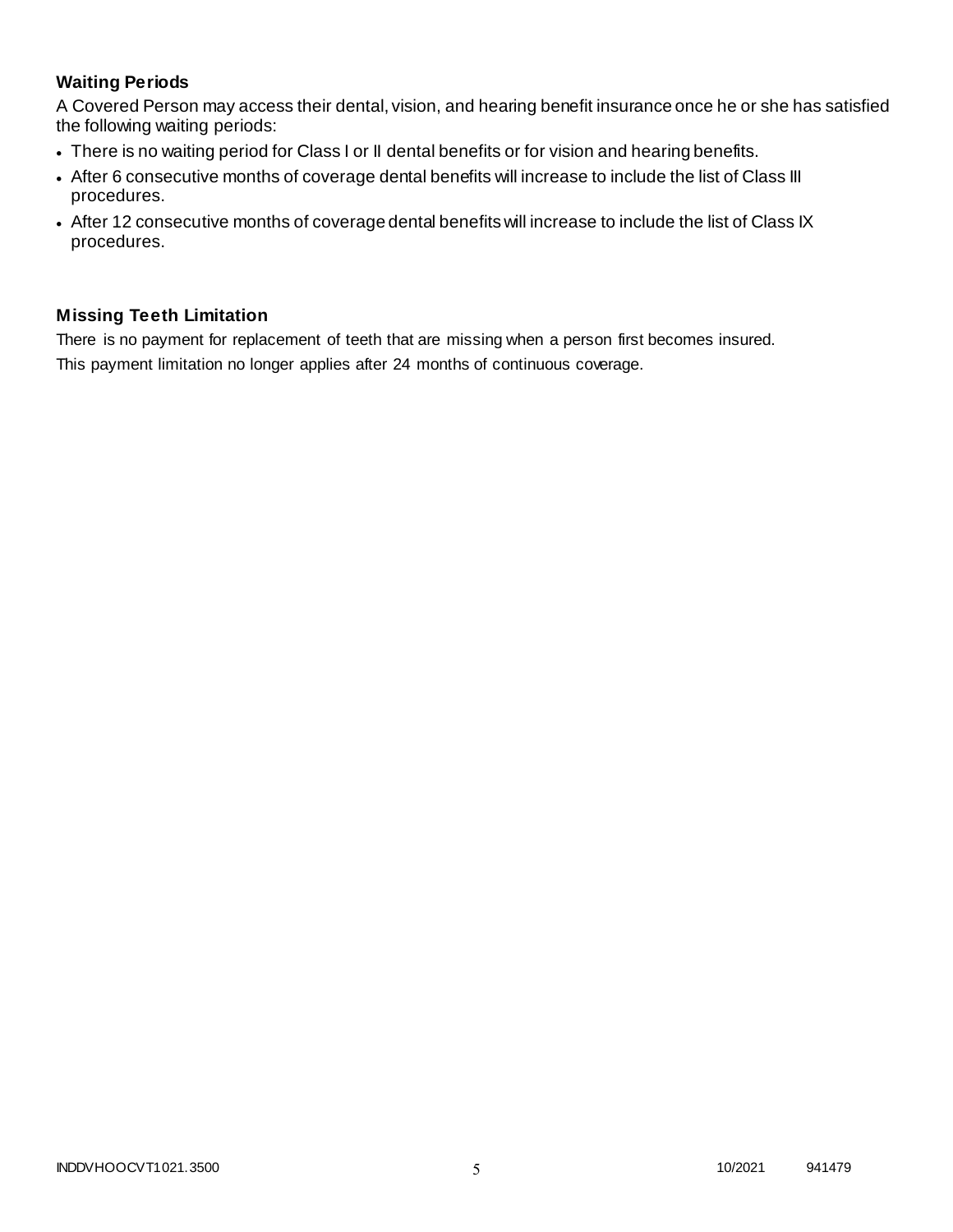### Waiting Periods

A Covered Person may access their dental, vision, and hearing benefit insurance once he or she has satisfied the following waiting periods:

- There is no waiting period for Class I or II dental benefits or for vision and hearing benefits.
- After 6 consecutive months of coverage dental benefits will increase to include the list of Class III procedures.
- After 12 consecutive months of coverage dental benefits will increase to include the list of Class IX procedures.

### Missing Teeth Limitation

There is no payment for replacement of teeth that are missing when a person first becomes insured.

This payment limitation no longer applies after 24 months of continuous coverage.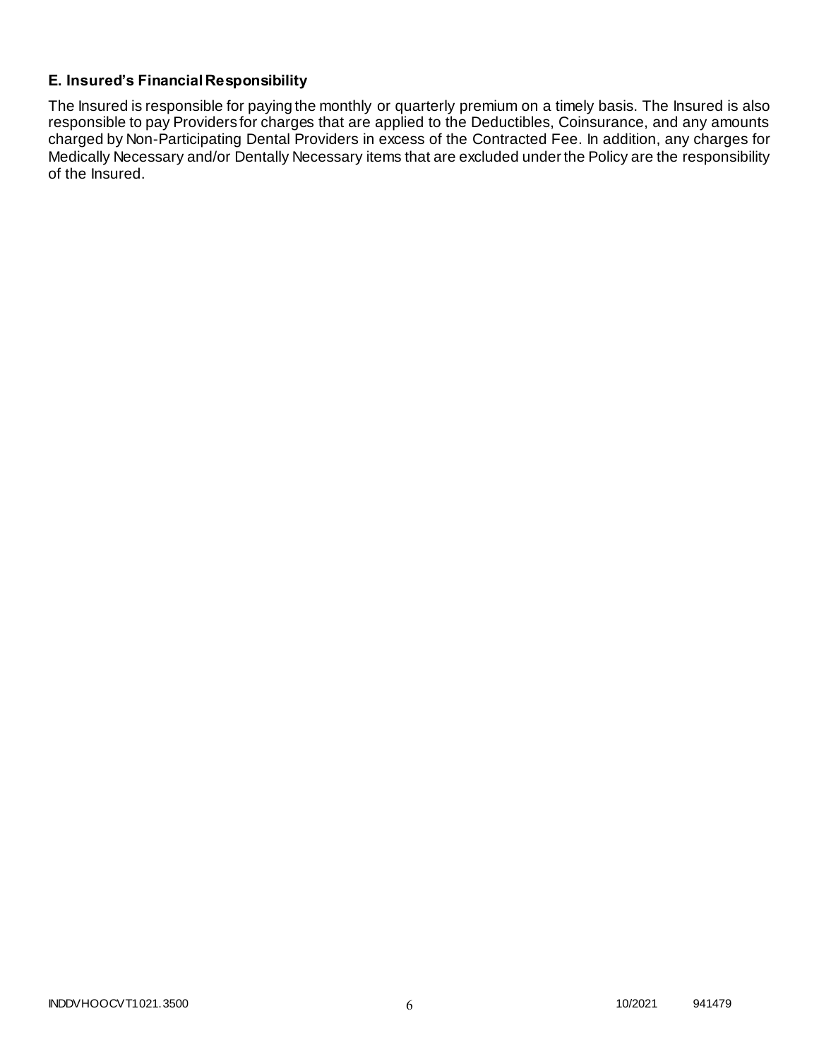### E. Insured's Financial Responsibility

The Insured is responsible for paying the monthly or quarterly premium on a timely basis. The Insured is also responsible to pay Providers for charges that are applied to the Deductibles, Coinsurance, and any amounts charged by Non-Participating Dental Providers in excess of the Contracted Fee. In addition, any charges for Medically Necessary and/or Dentally Necessary items that are excluded under the Policy are the responsibility of the Insured.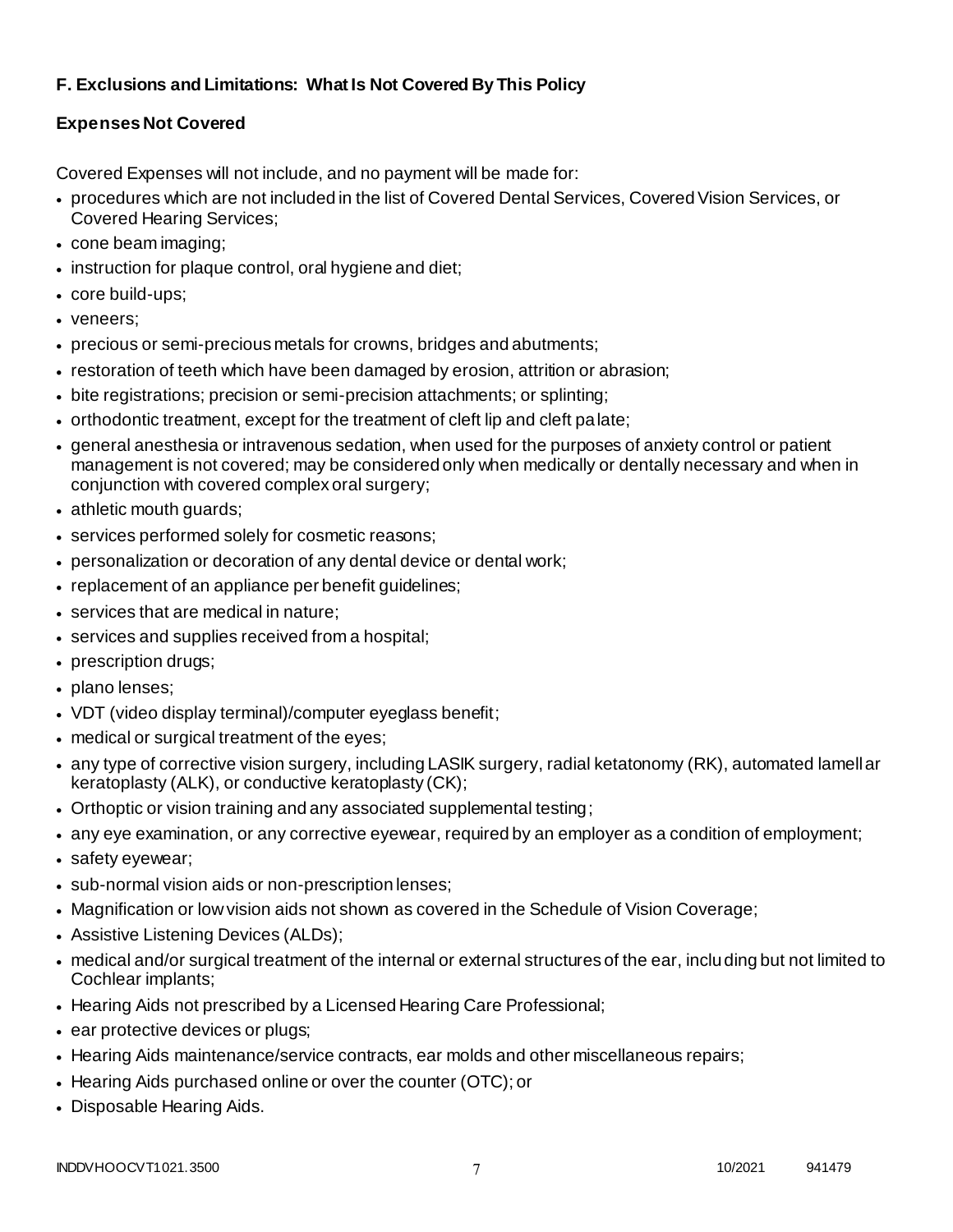## F. Exclusions and Limitations: What Is Not Covered By This Policy

### Expenses Not Covered

Covered Expenses will not include, and no payment will be made for:

- procedures which are not included in the list of Covered Dental Services, Covered Vision Services, or Covered Hearing Services;
- cone beam imaging;
- instruction for plaque control, oral hygiene and diet;
- core build-ups;
- veneers;
- precious or semi-precious metals for crowns, bridges and abutments;
- restoration of teeth which have been damaged by erosion, attrition or abrasion;
- bite registrations; precision or semi-precision attachments; or splinting;
- orthodontic treatment, except for the treatment of cleft lip and cleft palate;
- general anesthesia or intravenous sedation, when used for the purposes of anxiety control or patient management is not covered; may be considered only when medically or dentally necessary and when in conjunction with covered complex oral surgery;
- athletic mouth guards;
- services performed solely for cosmetic reasons;
- personalization or decoration of any dental device or dental work;
- replacement of an appliance per benefit guidelines;
- services that are medical in nature;
- services and supplies received from a hospital;
- prescription drugs;
- plano lenses;
- VDT (video display terminal)/computer eyeglass benefit;
- medical or surgical treatment of the eyes;
- any type of corrective vision surgery, including LASIK surgery, radial ketatonomy (RK), automated lamellar keratoplasty (ALK), or conductive keratoplasty (CK);
- Orthoptic or vision training and any associated supplemental testing;
- any eye examination, or any corrective eyewear, required by an employer as a condition of employment;
- safety eyewear;
- sub-normal vision aids or non-prescription lenses;
- Magnification or low vision aids not shown as covered in the Schedule of Vision Coverage;
- Assistive Listening Devices (ALDs);
- medical and/or surgical treatment of the internal or external structures of the ear, including but not limited to Cochlear implants;
- Hearing Aids not prescribed by a Licensed Hearing Care Professional;
- ear protective devices or plugs;
- Hearing Aids maintenance/service contracts, ear molds and other miscellaneous repairs;
- Hearing Aids purchased online or over the counter (OTC); or
- Disposable Hearing Aids.

INDDVHOOCVT1021.3500 10/2021 941479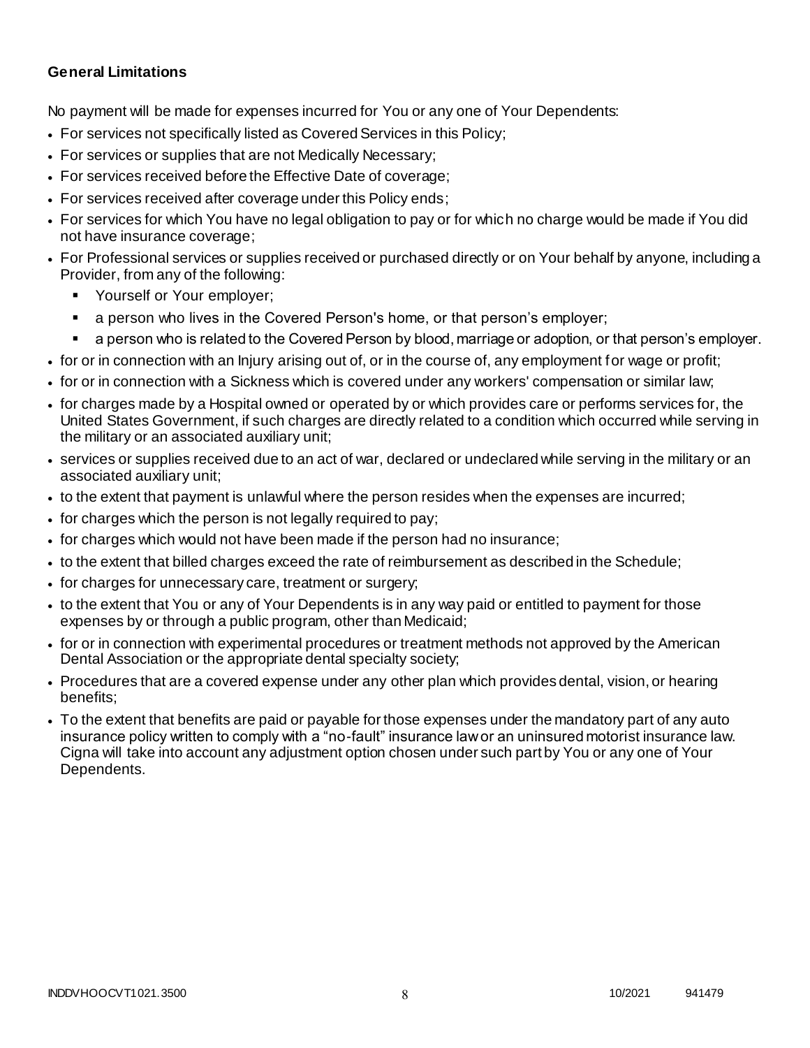**General Limitations**

No payment will be made for expenses incurred for You or any one of Your Dependents:

- For services not specifically listed as Covered Services in this Policy;
- For services or supplies that are not Medically Necessary;
- For services received before the Effective Date of coverage;
- For services received after coverage under this Policy ends;
- For services for which You have no legal obligation to pay or for which no charge would be made if You did not have insurance coverage;
- For Professional services or supplies received or purchased directly or on Your behalf by anyone, including a Provider, from any of the following:
  - Yourself or Your employer;
  - a person who lives in the Covered Person's home, or that person's employer;
  - a person who is related to the Covered Person by blood, marriage or adoption, or that person's employer.
- for or in connection with an Injury arising out of, or in the course of, any employment for wage or profit;
- for or in connection with a Sickness which is covered under any workers' compensation or similar law;
- for charges made by a Hospital owned or operated by or which provides care or performs services for, the United States Government, if such charges are directly related to a condition which occurred while serving in the military or an associated auxiliary unit;
- services or supplies received due to an act of war, declared or undeclared while serving in the military or an associated auxiliary unit;
- to the extent that payment is unlawful where the person resides when the expenses are incurred;
- for charges which the person is not legally required to pay;
- for charges which would not have been made if the person had no insurance;
- to the extent that billed charges exceed the rate of reimbursement as described in the Schedule;
- for charges for unnecessary care, treatment or surgery;
- to the extent that You or any of Your Dependents is in any way paid or entitled to payment for those expenses by or through a public program, other than Medicaid;
- for or in connection with experimental procedures or treatment methods not approved by the American Dental Association or the appropriate dental specialty society;
- Procedures that are a covered expense under any other plan which provides dental, vision, or hearing benefits;
- To the extent that benefits are paid or payable for those expenses under the mandatory part of any auto insurance policy written to comply with a "no-fault" insurance law or an uninsured motorist insurance law. Cigna will take into account any adjustment option chosen under such part by You or any one of Your Dependents.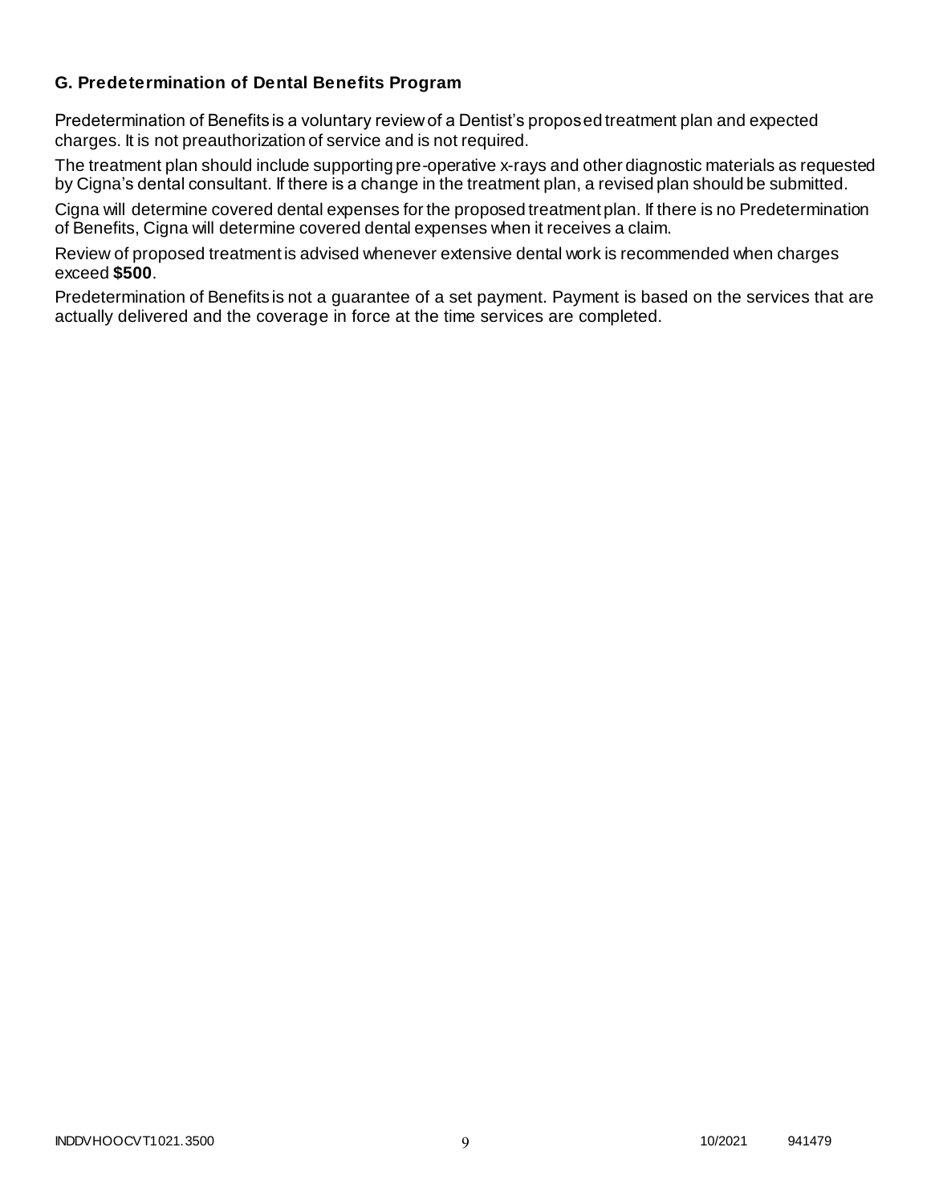### G. Predetermination of Dental Benefits Program

Predetermination of Benefits is a voluntary review of a Dentist's proposed treatment plan and expected charges. It is not preauthorization of service and is not required.

The treatment plan should include supporting pre-operative x-rays and other diagnostic materials as requested by Cigna's dental consultant. If there is a change in the treatment plan, a revised plan should be submitted.

Cigna will determine covered dental expenses for the proposed treatment plan. If there is no Predetermination of Benefits, Cigna will determine covered dental expenses when it receives a claim.

Review of proposed treatment is advised whenever extensive dental work is recommended when charges exceed **$500**.

Predetermination of Benefits is not a guarantee of a set payment. Payment is based on the services that are actually delivered and the coverage in force at the time services are completed.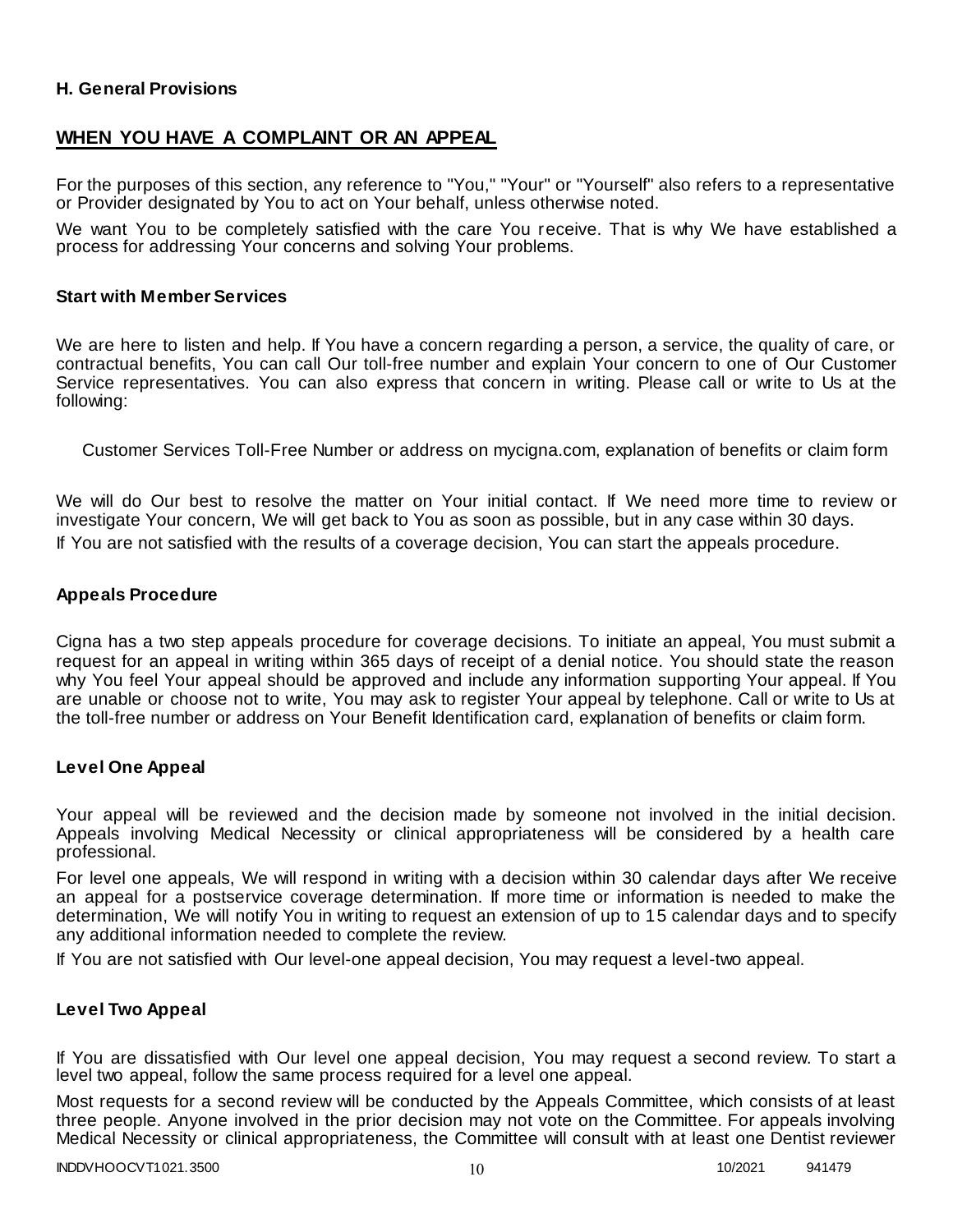**H. General Provisions**

## WHEN YOU HAVE A COMPLAINT OR AN APPEAL

For the purposes of this section, any reference to "You," "Your" or "Yourself" also refers to a representative or Provider designated by You to act on Your behalf, unless otherwise noted.

We want You to be completely satisfied with the care You receive. That is why We have established a process for addressing Your concerns and solving Your problems.

### Start with Member Services

We are here to listen and help. If You have a concern regarding a person, a service, the quality of care, or contractual benefits, You can call Our toll-free number and explain Your concern to one of Our Customer Service representatives. You can also express that concern in writing. Please call or write to Us at the following:

Customer Services Toll-Free Number or address on mycigna.com, explanation of benefits or claim form

We will do Our best to resolve the matter on Your initial contact. If We need more time to review or investigate Your concern, We will get back to You as soon as possible, but in any case within 30 days.

If You are not satisfied with the results of a coverage decision, You can start the appeals procedure.

### Appeals Procedure

Cigna has a two step appeals procedure for coverage decisions. To initiate an appeal, You must submit a request for an appeal in writing within 365 days of receipt of a denial notice. You should state the reason why You feel Your appeal should be approved and include any information supporting Your appeal. If You are unable or choose not to write, You may ask to register Your appeal by telephone. Call or write to Us at the toll-free number or address on Your Benefit Identification card, explanation of benefits or claim form.

### Level One Appeal

Your appeal will be reviewed and the decision made by someone not involved in the initial decision. Appeals involving Medical Necessity or clinical appropriateness will be considered by a health care professional.

For level one appeals, We will respond in writing with a decision within 30 calendar days after We receive an appeal for a postservice coverage determination. If more time or information is needed to make the determination, We will notify You in writing to request an extension of up to 15 calendar days and to specify any additional information needed to complete the review.

If You are not satisfied with Our level-one appeal decision, You may request a level-two appeal.

### Level Two Appeal

If You are dissatisfied with Our level one appeal decision, You may request a second review. To start a level two appeal, follow the same process required for a level one appeal.

Most requests for a second review will be conducted by the Appeals Committee, which consists of at least three people. Anyone involved in the prior decision may not vote on the Committee. For appeals involving Medical Necessity or clinical appropriateness, the Committee will consult with at least one Dentist reviewer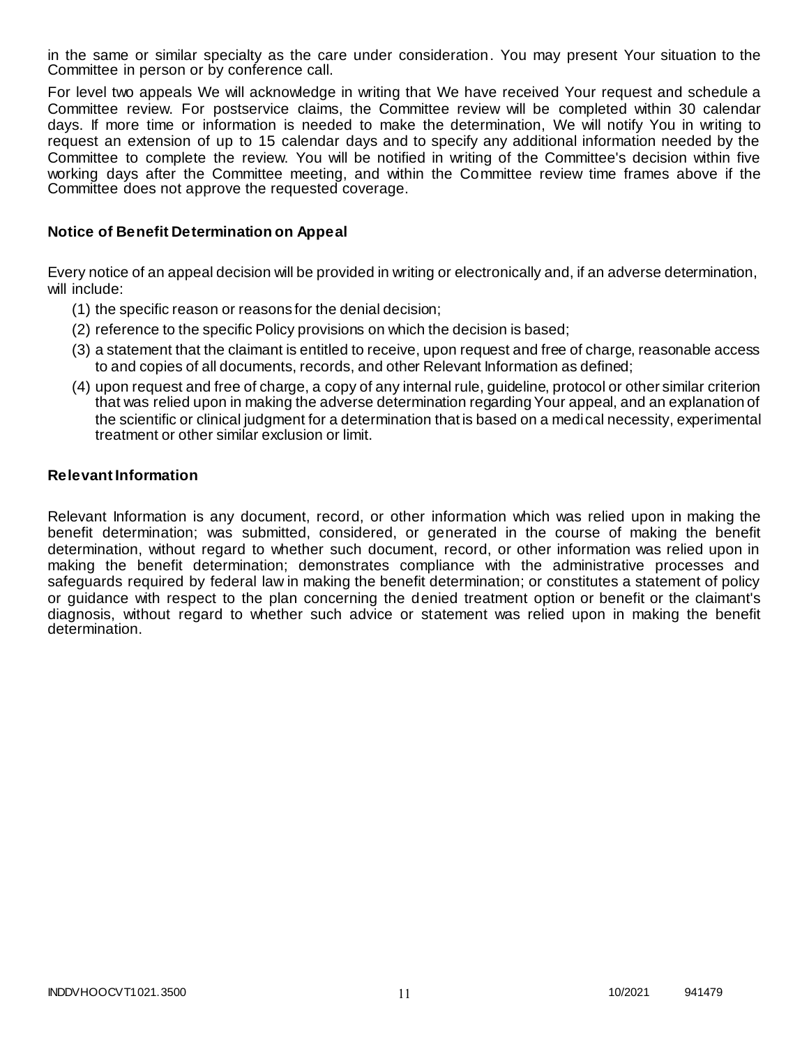in the same or similar specialty as the care under consideration. You may present Your situation to the Committee in person or by conference call.

For level two appeals We will acknowledge in writing that We have received Your request and schedule a Committee review. For postservice claims, the Committee review will be completed within 30 calendar days. If more time or information is needed to make the determination, We will notify You in writing to request an extension of up to 15 calendar days and to specify any additional information needed by the Committee to complete the review. You will be notified in writing of the Committee's decision within five working days after the Committee meeting, and within the Committee review time frames above if the Committee does not approve the requested coverage.

### Notice of Benefit Determination on Appeal

Every notice of an appeal decision will be provided in writing or electronically and, if an adverse determination, will include:

(1) the specific reason or reasons for the denial decision;

(2) reference to the specific Policy provisions on which the decision is based;

(3) a statement that the claimant is entitled to receive, upon request and free of charge, reasonable access to and copies of all documents, records, and other Relevant Information as defined;

(4) upon request and free of charge, a copy of any internal rule, guideline, protocol or other similar criterion that was relied upon in making the adverse determination regarding Your appeal, and an explanation of the scientific or clinical judgment for a determination that is based on a medical necessity, experimental treatment or other similar exclusion or limit.

### Relevant Information

Relevant Information is any document, record, or other information which was relied upon in making the benefit determination; was submitted, considered, or generated in the course of making the benefit determination, without regard to whether such document, record, or other information was relied upon in making the benefit determination; demonstrates compliance with the administrative processes and safeguards required by federal law in making the benefit determination; or constitutes a statement of policy or guidance with respect to the plan concerning the denied treatment option or benefit or the claimant's diagnosis, without regard to whether such advice or statement was relied upon in making the benefit determination.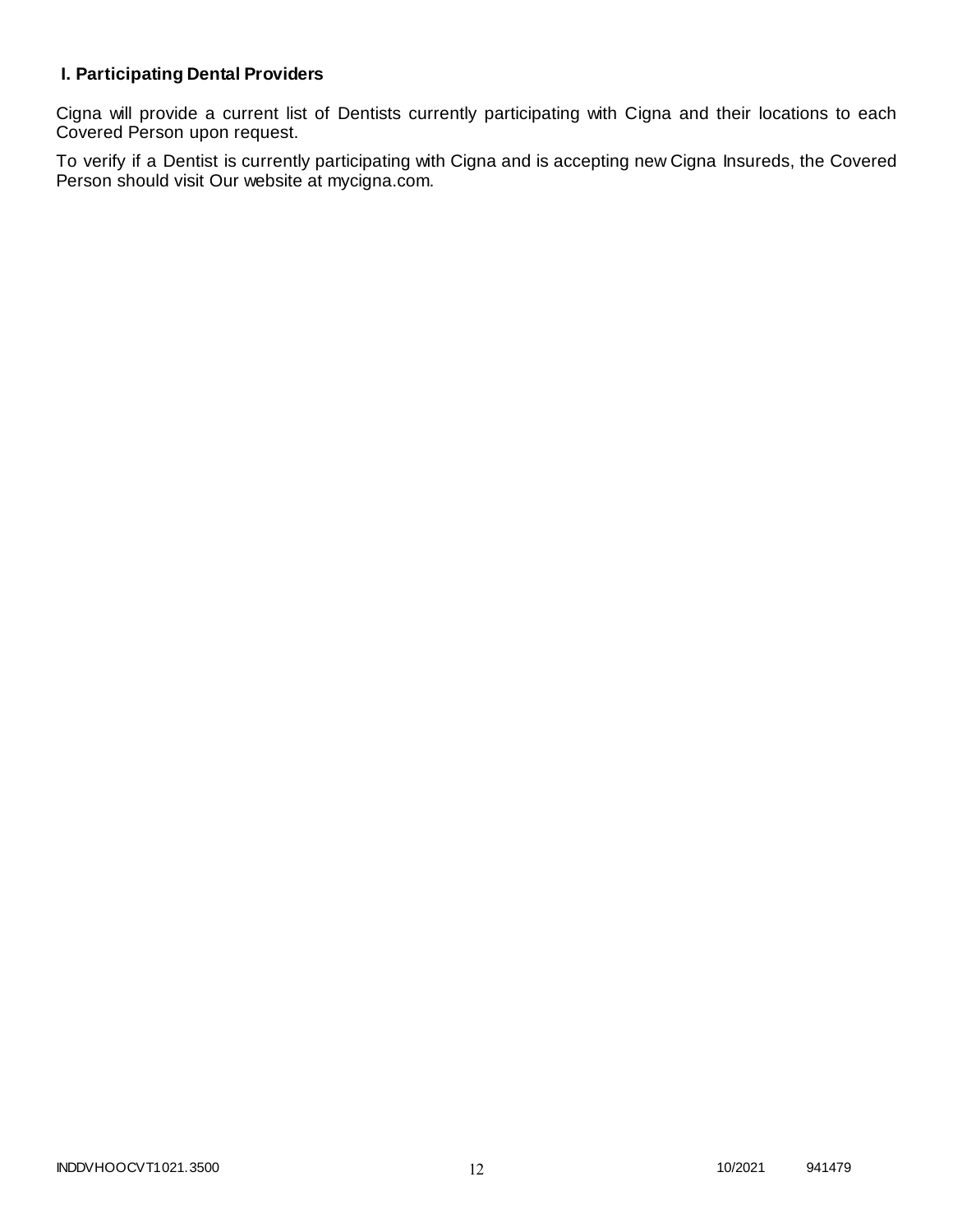## I. Participating Dental Providers

Cigna will provide a current list of Dentists currently participating with Cigna and their locations to each Covered Person upon request.

To verify if a Dentist is currently participating with Cigna and is accepting new Cigna Insureds, the Covered Person should visit Our website at mycigna.com.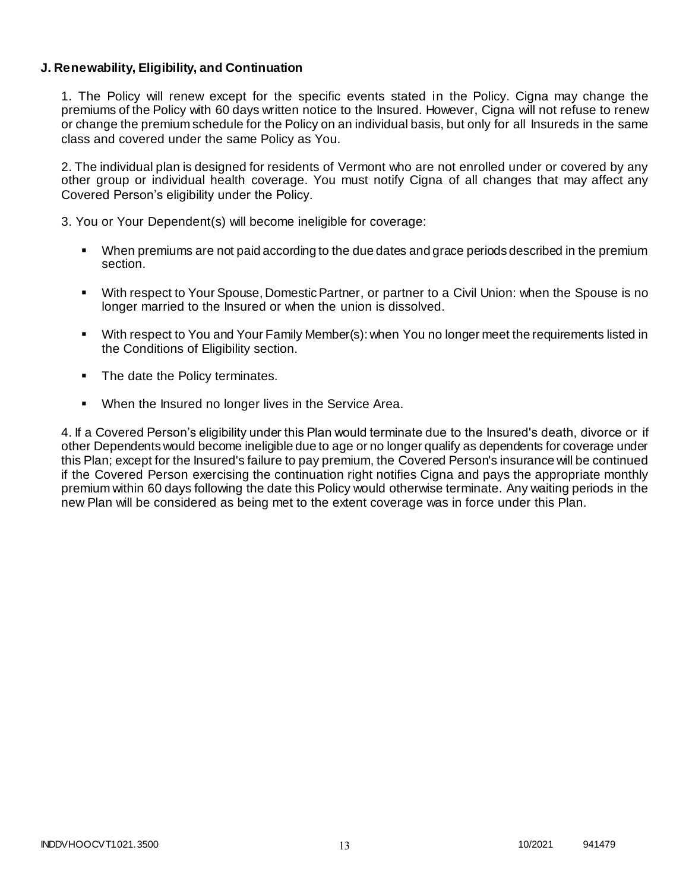**J. Renewability, Eligibility, and Continuation**

1. The Policy will renew except for the specific events stated in the Policy. Cigna may change the premiums of the Policy with 60 days written notice to the Insured. However, Cigna will not refuse to renew or change the premium schedule for the Policy on an individual basis, but only for all Insureds in the same class and covered under the same Policy as You.

2. The individual plan is designed for residents of Vermont who are not enrolled under or covered by any other group or individual health coverage. You must notify Cigna of all changes that may affect any Covered Person's eligibility under the Policy.

3. You or Your Dependent(s) will become ineligible for coverage:

- When premiums are not paid according to the due dates and grace periods described in the premium section.
- With respect to Your Spouse, Domestic Partner, or partner to a Civil Union: when the Spouse is no longer married to the Insured or when the union is dissolved.
- With respect to You and Your Family Member(s): when You no longer meet the requirements listed in the Conditions of Eligibility section.
- The date the Policy terminates.
- When the Insured no longer lives in the Service Area.

4. If a Covered Person's eligibility under this Plan would terminate due to the Insured's death, divorce or if other Dependents would become ineligible due to age or no longer qualify as dependents for coverage under this Plan; except for the Insured's failure to pay premium, the Covered Person's insurance will be continued if the Covered Person exercising the continuation right notifies Cigna and pays the appropriate monthly premium within 60 days following the date this Policy would otherwise terminate. Any waiting periods in the new Plan will be considered as being met to the extent coverage was in force under this Plan.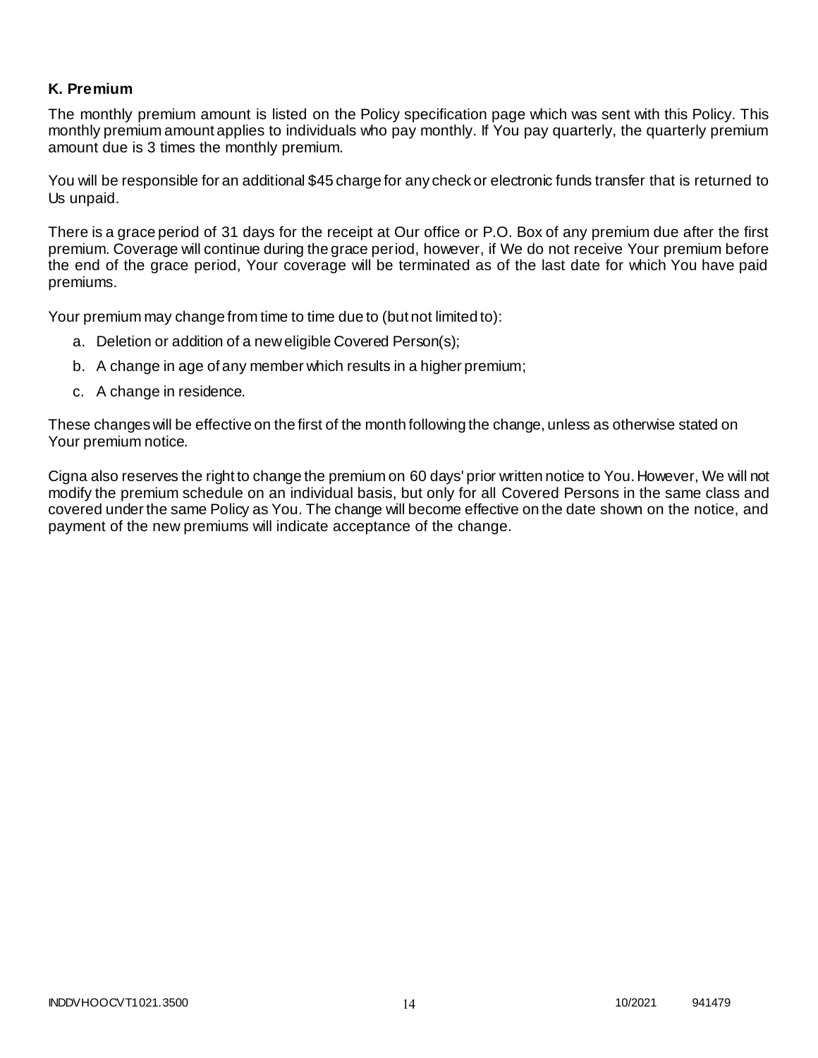**K. Premium**

The monthly premium amount is listed on the Policy specification page which was sent with this Policy. This monthly premium amount applies to individuals who pay monthly. If You pay quarterly, the quarterly premium amount due is 3 times the monthly premium.

You will be responsible for an additional $45 charge for any check or electronic funds transfer that is returned to Us unpaid.

There is a grace period of 31 days for the receipt at Our office or P.O. Box of any premium due after the first premium. Coverage will continue during the grace period, however, if We do not receive Your premium before the end of the grace period, Your coverage will be terminated as of the last date for which You have paid premiums.

Your premium may change from time to time due to (but not limited to):

a. Deletion or addition of a new eligible Covered Person(s);
b. A change in age of any member which results in a higher premium;
c. A change in residence.

These changes will be effective on the first of the month following the change, unless as otherwise stated on Your premium notice.

Cigna also reserves the right to change the premium on 60 days' prior written notice to You. However, We will not modify the premium schedule on an individual basis, but only for all Covered Persons in the same class and covered under the same Policy as You. The change will become effective on the date shown on the notice, and payment of the new premiums will indicate acceptance of the change.

INDDVHOOCVT1021.3500 10/2021 941479